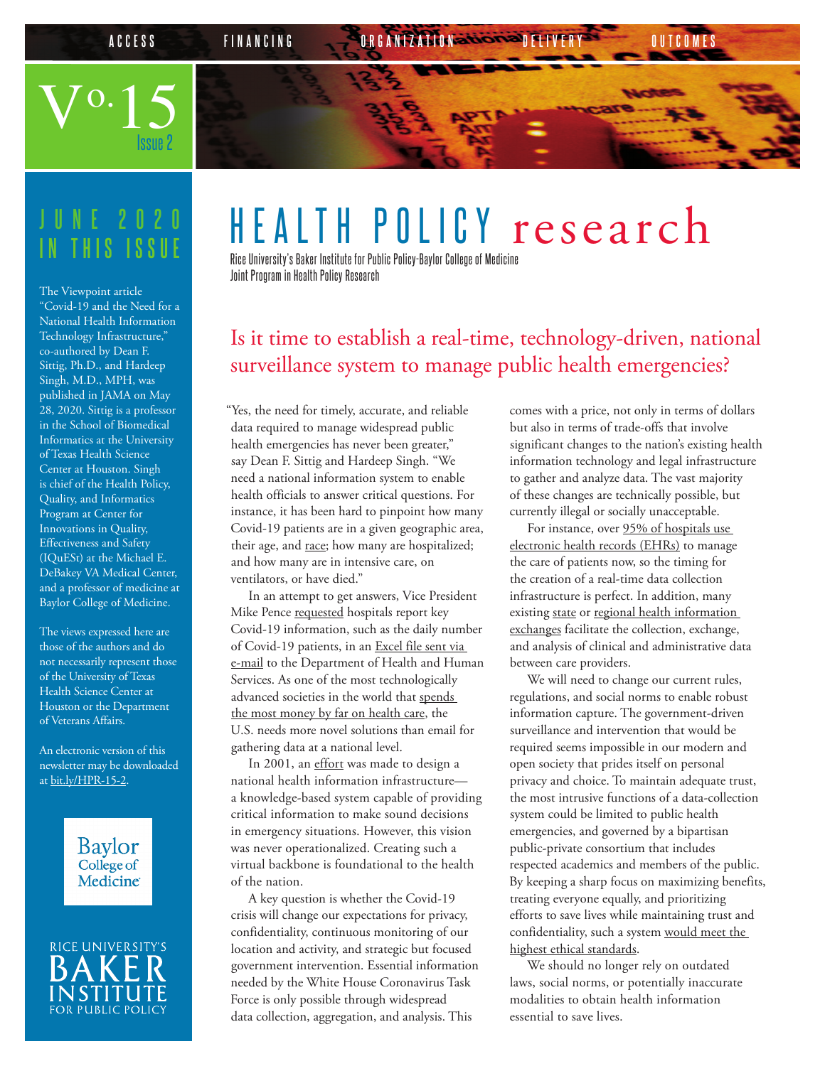ACCESS FINANCING ORGANIZATION DELIVERY OUTCOMES

Vo.15 Issue 2

# HEALTH POLICY research

Rice University's Baker Institute for Public Policy-Baylor College of Medicine Joint Program in Health Policy Research

## JUNE 2020 IN THIS ISSUE

The Viewpoint article "Covid-19 and the Need for a National Health Information Technology Infrastructure," co-authored by Dean F. Sittig, Ph.D., and Hardeep Singh, M.D., MPH, was published in JAMA on May 28, 2020. Sittig is a professor in the School of Biomedical Informatics at the University of Texas Health Science Center at Houston. Singh is chief of the Health Policy, Quality, and Informatics Program at Center for Innovations in Quality, Effectiveness and Safety (IQuESt) at the Michael E. DeBakey VA Medical Center, and a professor of medicine at Baylor College of Medicine.

The views expressed here are those of the authors and do not necessarily represent those of the University of Texas Health Science Center at Houston or the Department of Veterans Affairs.

An electronic version of this newsletter may be downloaded at bit.ly/HPR-15-2.

Baylor College of Medicine

RICE UNIVERSITY'S BAKER INSTITUTE FOR PUBLIC POLICY

## Is it time to establish a real-time, technology-driven, national surveillance system to manage public health emergencies?

"Yes, the need for timely, accurate, and reliable data required to manage widespread public health emergencies has never been greater," say Dean F. Sittig and Hardeep Singh. "We need a national information system to enable health officials to answer critical questions. For instance, it has been hard to pinpoint how many Covid-19 patients are in a given geographic area, their age, and race; how many are hospitalized; and how many are in intensive care, on ventilators, or have died."

In an attempt to get answers, Vice President Mike Pence requested hospitals report key Covid-19 information, such as the daily number of Covid-19 patients, in an Excel file sent via e-mail to the Department of Health and Human Services. As one of the most technologically advanced societies in the world that spends the most money by far on health care, the U.S. needs more novel solutions than email for gathering data at a national level.

In 2001, an effort was made to design a national health information infrastructure—a knowledge-based system capable of providing critical information to make sound decisions in emergency situations. However, this vision was never operationalized. Creating such a virtual backbone is foundational to the health of the nation.

A key question is whether the Covid-19 crisis will change our expectations for privacy, confidentiality, continuous monitoring of our location and activity, and strategic but focused government intervention. Essential information needed by the White House Coronavirus Task Force is only possible through widespread data collection, aggregation, and analysis. This comes with a price, not only in terms of dollars but also in terms of trade-offs that involve significant changes to the nation's existing health information technology and legal infrastructure to gather and analyze data. The vast majority of these changes are technically possible, but currently illegal or socially unacceptable.

For instance, over 95% of hospitals use electronic health records (EHRs) to manage the care of patients now, so the timing for the creation of a real-time data collection infrastructure is perfect. In addition, many existing state or regional health information exchanges facilitate the collection, exchange, and analysis of clinical and administrative data between care providers.

We will need to change our current rules, regulations, and social norms to enable robust information capture. The government-driven surveillance and intervention that would be required seems impossible in our modern and open society that prides itself on personal privacy and choice. To maintain adequate trust, the most intrusive functions of a data-collection system could be limited to public health emergencies, and governed by a bipartisan public-private consortium that includes respected academics and members of the public. By keeping a sharp focus on maximizing benefits, treating everyone equally, and prioritizing efforts to save lives while maintaining trust and confidentiality, such a system would meet the highest ethical standards.

We should no longer rely on outdated laws, social norms, or potentially inaccurate modalities to obtain health information essential to save lives.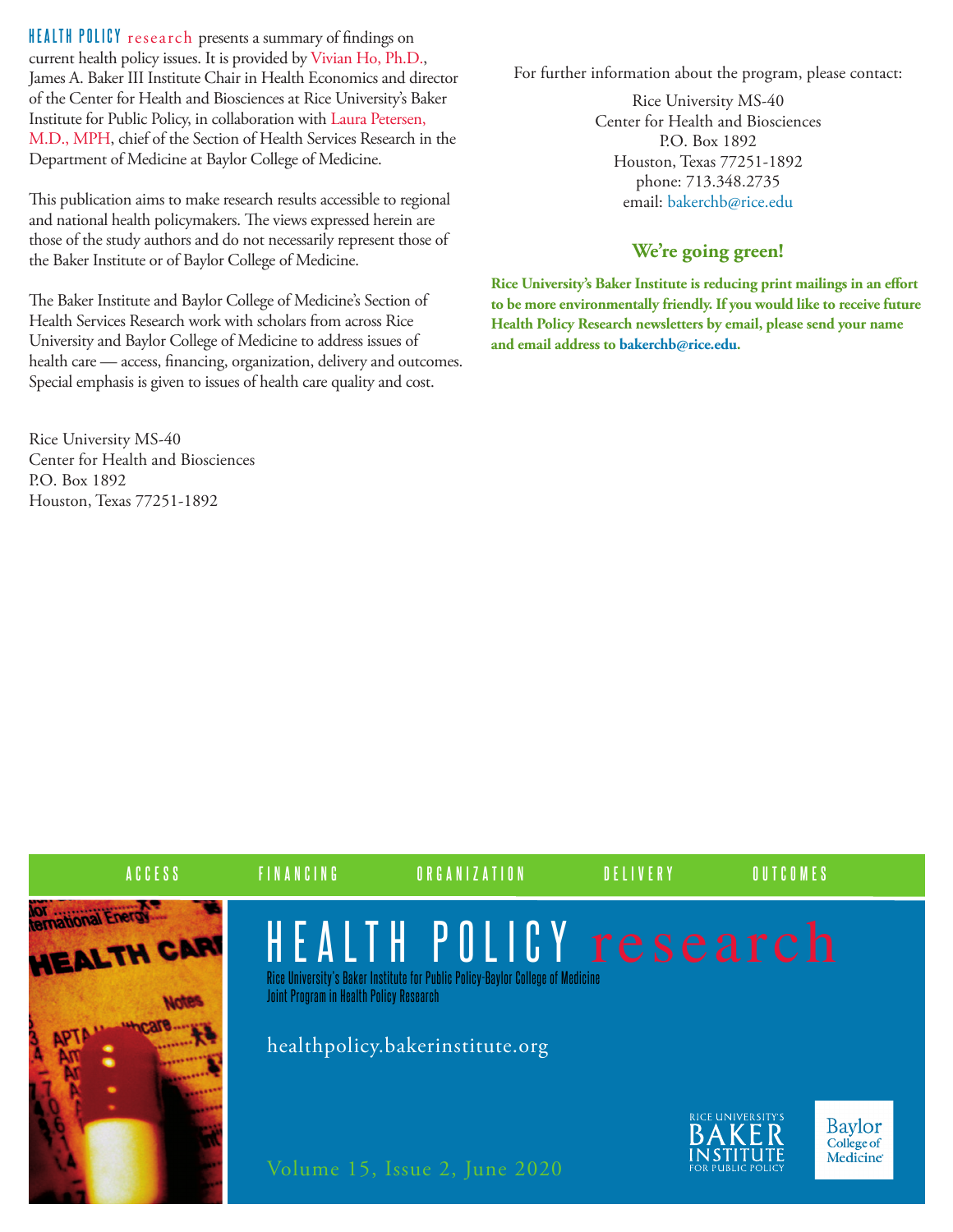**HEALTH POLICY research** presents a summary of findings on current health policy issues. It is provided by Vivian Ho, Ph.D., James A. Baker III Institute Chair in Health Economics and director of the Center for Health and Biosciences at Rice University's Baker Institute for Public Policy, in collaboration with Laura Petersen, M.D., MPH, chief of the Section of Health Services Research in the Department of Medicine at Baylor College of Medicine.

This publication aims to make research results accessible to regional and national health policymakers. The views expressed herein are those of the study authors and do not necessarily represent those of the Baker Institute or of Baylor College of Medicine.

The Baker Institute and Baylor College of Medicine's Section of Health Services Research work with scholars from across Rice University and Baylor College of Medicine to address issues of health care — access, financing, organization, delivery and outcomes. Special emphasis is given to issues of health care quality and cost.

Rice University MS-40
Center for Health and Biosciences
P.O. Box 1892
Houston, Texas 77251-1892

For further information about the program, please contact:

Rice University MS-40
Center for Health and Biosciences
P.O. Box 1892
Houston, Texas 77251-1892
phone: 713.348.2735
email: bakerchb@rice.edu

## We're going green!

**Rice University's Baker Institute is reducing print mailings in an effort to be more environmentally friendly. If you would like to receive future Health Policy Research newsletters by email, please send your name and email address to bakerchb@rice.edu.**

ACCESS FINANCING ORGANIZATION DELIVERY OUTCOMES

# HEALTH POLICY research

Rice University's Baker Institute for Public Policy-Baylor College of Medicine
Joint Program in Health Policy Research

healthpolicy.bakerinstitute.org

Volume 15, Issue 2, June 2020

RICE UNIVERSITY'S BAKER INSTITUTE FOR PUBLIC POLICY

Baylor College of Medicine